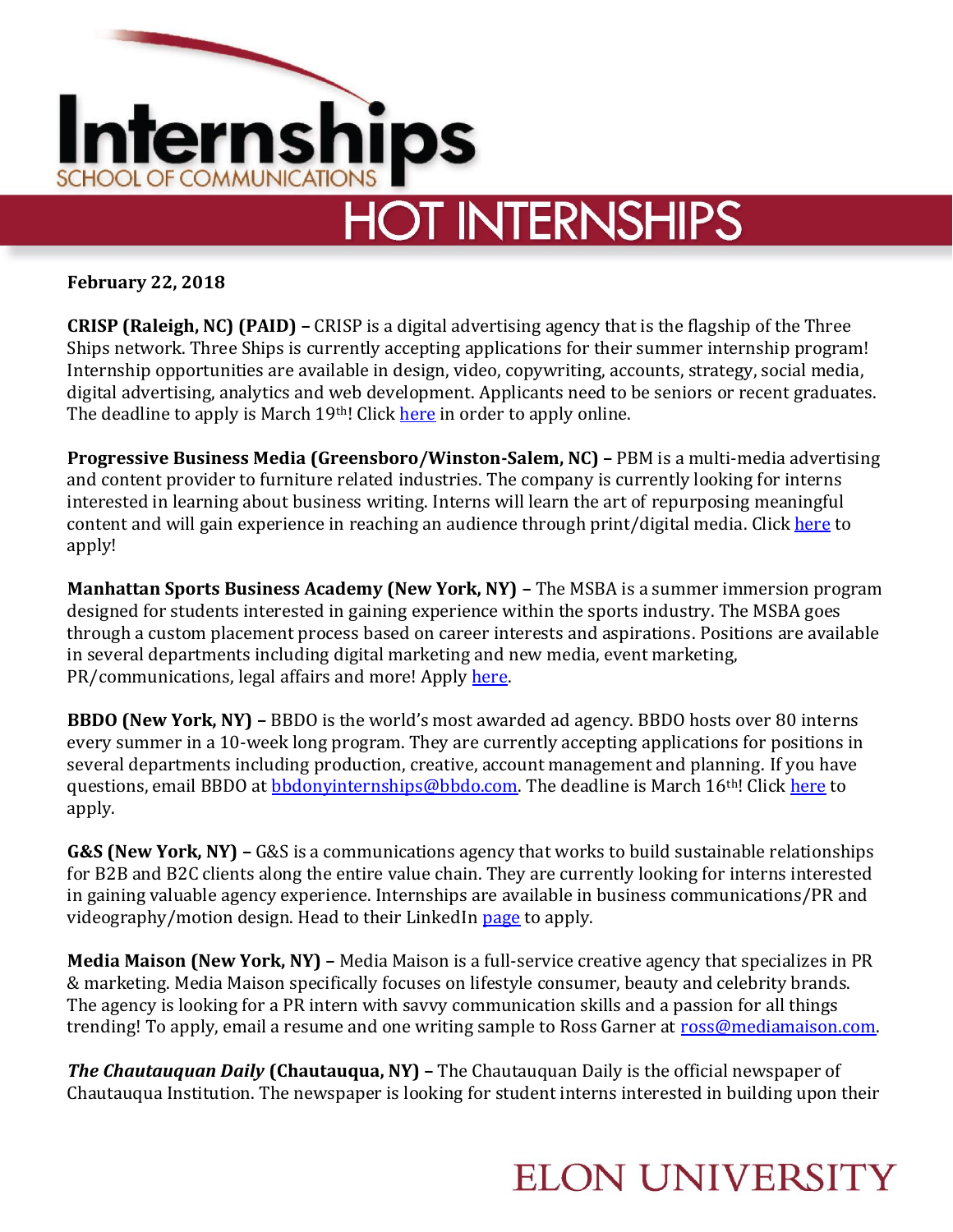# Internships

SCHOOL OF COMMUNICATIONS

## HOT INTERNSHIPS

**February 22, 2018**

**CRISP (Raleigh, NC) (PAID) –** CRISP is a digital advertising agency that is the flagship of the Three Ships network. Three Ships is currently accepting applications for their summer internship program! Internship opportunities are available in design, video, copywriting, accounts, strategy, social media, digital advertising, analytics and web development. Applicants need to be seniors or recent graduates. The deadline to apply is March 19th! Click here in order to apply online.

**Progressive Business Media (Greensboro/Winston-Salem, NC) –** PBM is a multi-media advertising and content provider to furniture related industries. The company is currently looking for interns interested in learning about business writing. Interns will learn the art of repurposing meaningful content and will gain experience in reaching an audience through print/digital media. Click here to apply!

**Manhattan Sports Business Academy (New York, NY) –** The MSBA is a summer immersion program designed for students interested in gaining experience within the sports industry. The MSBA goes through a custom placement process based on career interests and aspirations. Positions are available in several departments including digital marketing and new media, event marketing, PR/communications, legal affairs and more! Apply here.

**BBDO (New York, NY) –** BBDO is the world's most awarded ad agency. BBDO hosts over 80 interns every summer in a 10-week long program. They are currently accepting applications for positions in several departments including production, creative, account management and planning. If you have questions, email BBDO at bbdonyinternships@bbdo.com. The deadline is March 16th! Click here to apply.

**G&S (New York, NY) –** G&S is a communications agency that works to build sustainable relationships for B2B and B2C clients along the entire value chain. They are currently looking for interns interested in gaining valuable agency experience. Internships are available in business communications/PR and videography/motion design. Head to their LinkedIn page to apply.

**Media Maison (New York, NY) –** Media Maison is a full-service creative agency that specializes in PR & marketing. Media Maison specifically focuses on lifestyle consumer, beauty and celebrity brands. The agency is looking for a PR intern with savvy communication skills and a passion for all things trending! To apply, email a resume and one writing sample to Ross Garner at ross@mediamaison.com.

***The Chautauquan Daily* (Chautauqua, NY) –** The Chautauquan Daily is the official newspaper of Chautauqua Institution. The newspaper is looking for student interns interested in building upon their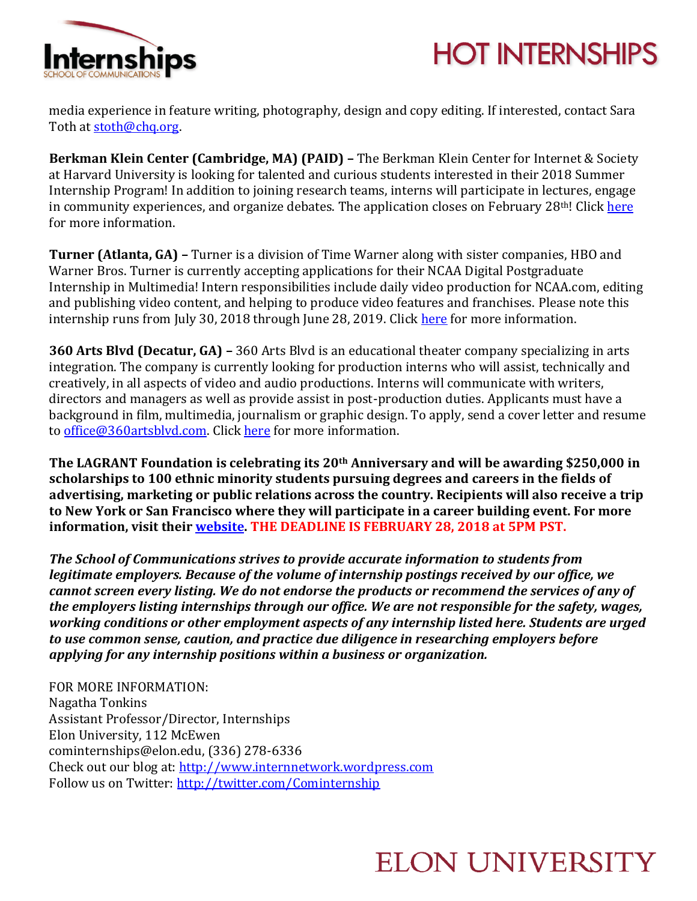media experience in feature writing, photography, design and copy editing. If interested, contact Sara Toth at stoth@chq.org.

**Berkman Klein Center (Cambridge, MA) (PAID) –** The Berkman Klein Center for Internet & Society at Harvard University is looking for talented and curious students interested in their 2018 Summer Internship Program! In addition to joining research teams, interns will participate in lectures, engage in community experiences, and organize debates. The application closes on February 28th! Click here for more information.

**Turner (Atlanta, GA) –** Turner is a division of Time Warner along with sister companies, HBO and Warner Bros. Turner is currently accepting applications for their NCAA Digital Postgraduate Internship in Multimedia! Intern responsibilities include daily video production for NCAA.com, editing and publishing video content, and helping to produce video features and franchises. Please note this internship runs from July 30, 2018 through June 28, 2019. Click here for more information.

**360 Arts Blvd (Decatur, GA) –** 360 Arts Blvd is an educational theater company specializing in arts integration. The company is currently looking for production interns who will assist, technically and creatively, in all aspects of video and audio productions. Interns will communicate with writers, directors and managers as well as provide assist in post-production duties. Applicants must have a background in film, multimedia, journalism or graphic design. To apply, send a cover letter and resume to office@360artsblvd.com. Click here for more information.

**The LAGRANT Foundation is celebrating its 20th Anniversary and will be awarding $250,000 in scholarships to 100 ethnic minority students pursuing degrees and careers in the fields of advertising, marketing or public relations across the country. Recipients will also receive a trip to New York or San Francisco where they will participate in a career building event. For more information, visit their website. THE DEADLINE IS FEBRUARY 28, 2018 at 5PM PST.**

***The School of Communications strives to provide accurate information to students from legitimate employers. Because of the volume of internship postings received by our office, we cannot screen every listing. We do not endorse the products or recommend the services of any of the employers listing internships through our office. We are not responsible for the safety, wages, working conditions or other employment aspects of any internship listed here. Students are urged to use common sense, caution, and practice due diligence in researching employers before applying for any internship positions within a business or organization.***

FOR MORE INFORMATION:
Nagatha Tonkins
Assistant Professor/Director, Internships
Elon University, 112 McEwen
cominternships@elon.edu, (336) 278-6336
Check out our blog at: http://www.internnetwork.wordpress.com
Follow us on Twitter: http://twitter.com/Cominternship